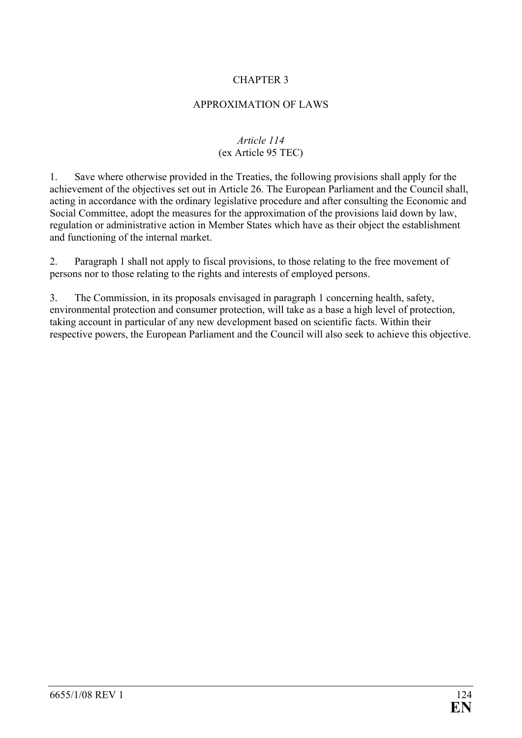# CHAPTER 3

## APPROXIMATION OF LAWS

### *Article 114*
### (ex Article 95 TEC)

1. Save where otherwise provided in the Treaties, the following provisions shall apply for the achievement of the objectives set out in Article 26. The European Parliament and the Council shall, acting in accordance with the ordinary legislative procedure and after consulting the Economic and Social Committee, adopt the measures for the approximation of the provisions laid down by law, regulation or administrative action in Member States which have as their object the establishment and functioning of the internal market.

2. Paragraph 1 shall not apply to fiscal provisions, to those relating to the free movement of persons nor to those relating to the rights and interests of employed persons.

3. The Commission, in its proposals envisaged in paragraph 1 concerning health, safety, environmental protection and consumer protection, will take as a base a high level of protection, taking account in particular of any new development based on scientific facts. Within their respective powers, the European Parliament and the Council will also seek to achieve this objective.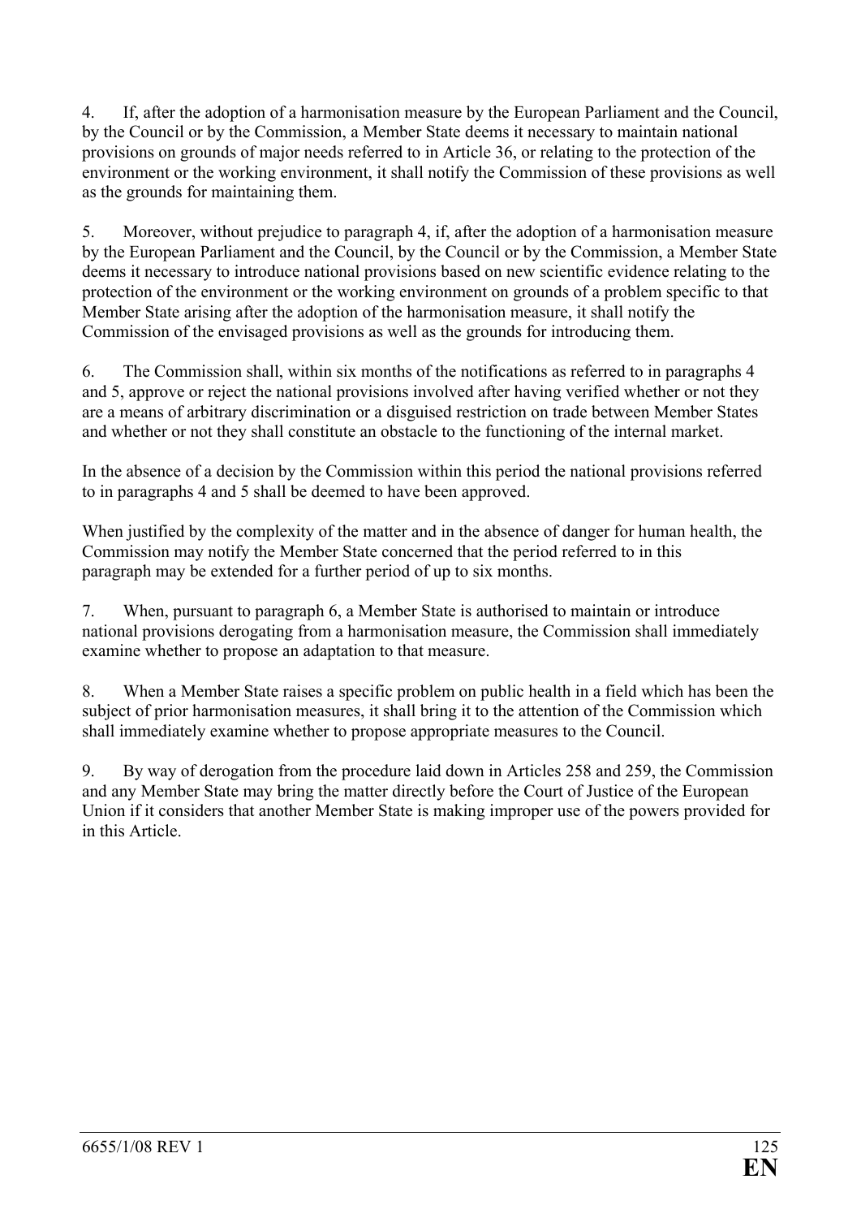4. If, after the adoption of a harmonisation measure by the European Parliament and the Council, by the Council or by the Commission, a Member State deems it necessary to maintain national provisions on grounds of major needs referred to in Article 36, or relating to the protection of the environment or the working environment, it shall notify the Commission of these provisions as well as the grounds for maintaining them.

5. Moreover, without prejudice to paragraph 4, if, after the adoption of a harmonisation measure by the European Parliament and the Council, by the Council or by the Commission, a Member State deems it necessary to introduce national provisions based on new scientific evidence relating to the protection of the environment or the working environment on grounds of a problem specific to that Member State arising after the adoption of the harmonisation measure, it shall notify the Commission of the envisaged provisions as well as the grounds for introducing them.

6. The Commission shall, within six months of the notifications as referred to in paragraphs 4 and 5, approve or reject the national provisions involved after having verified whether or not they are a means of arbitrary discrimination or a disguised restriction on trade between Member States and whether or not they shall constitute an obstacle to the functioning of the internal market.

In the absence of a decision by the Commission within this period the national provisions referred to in paragraphs 4 and 5 shall be deemed to have been approved.

When justified by the complexity of the matter and in the absence of danger for human health, the Commission may notify the Member State concerned that the period referred to in this paragraph may be extended for a further period of up to six months.

7. When, pursuant to paragraph 6, a Member State is authorised to maintain or introduce national provisions derogating from a harmonisation measure, the Commission shall immediately examine whether to propose an adaptation to that measure.

8. When a Member State raises a specific problem on public health in a field which has been the subject of prior harmonisation measures, it shall bring it to the attention of the Commission which shall immediately examine whether to propose appropriate measures to the Council.

9. By way of derogation from the procedure laid down in Articles 258 and 259, the Commission and any Member State may bring the matter directly before the Court of Justice of the European Union if it considers that another Member State is making improper use of the powers provided for in this Article.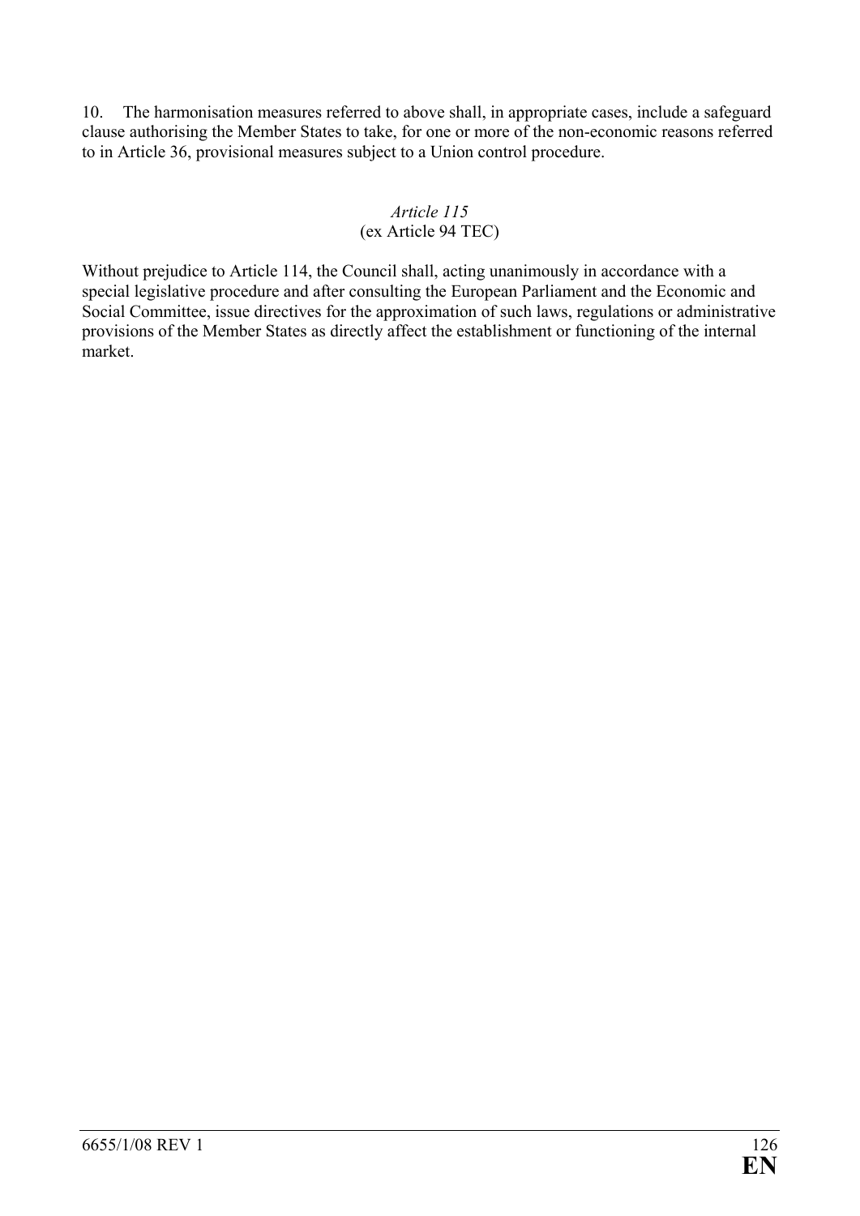10. The harmonisation measures referred to above shall, in appropriate cases, include a safeguard clause authorising the Member States to take, for one or more of the non-economic reasons referred to in Article 36, provisional measures subject to a Union control procedure.

*Article 115*
(ex Article 94 TEC)

Without prejudice to Article 114, the Council shall, acting unanimously in accordance with a special legislative procedure and after consulting the European Parliament and the Economic and Social Committee, issue directives for the approximation of such laws, regulations or administrative provisions of the Member States as directly affect the establishment or functioning of the internal market.